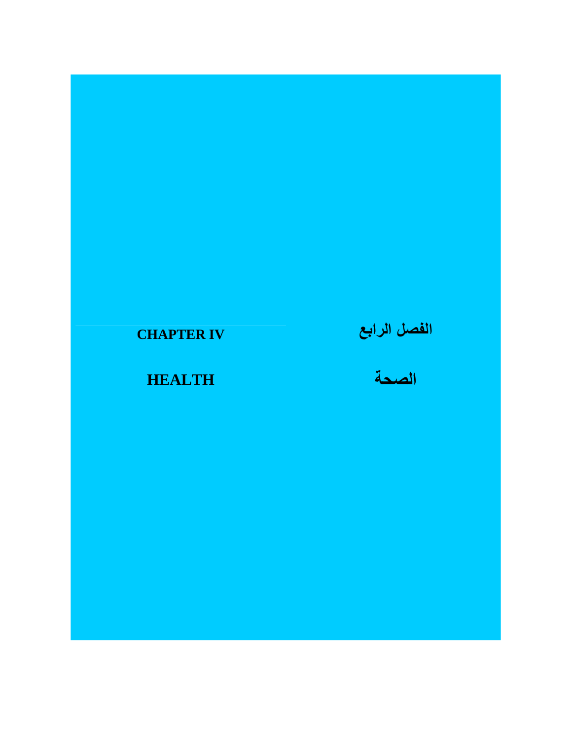# CHAPTER IV

# الفصل الرابع

# HEALTH

# الصحة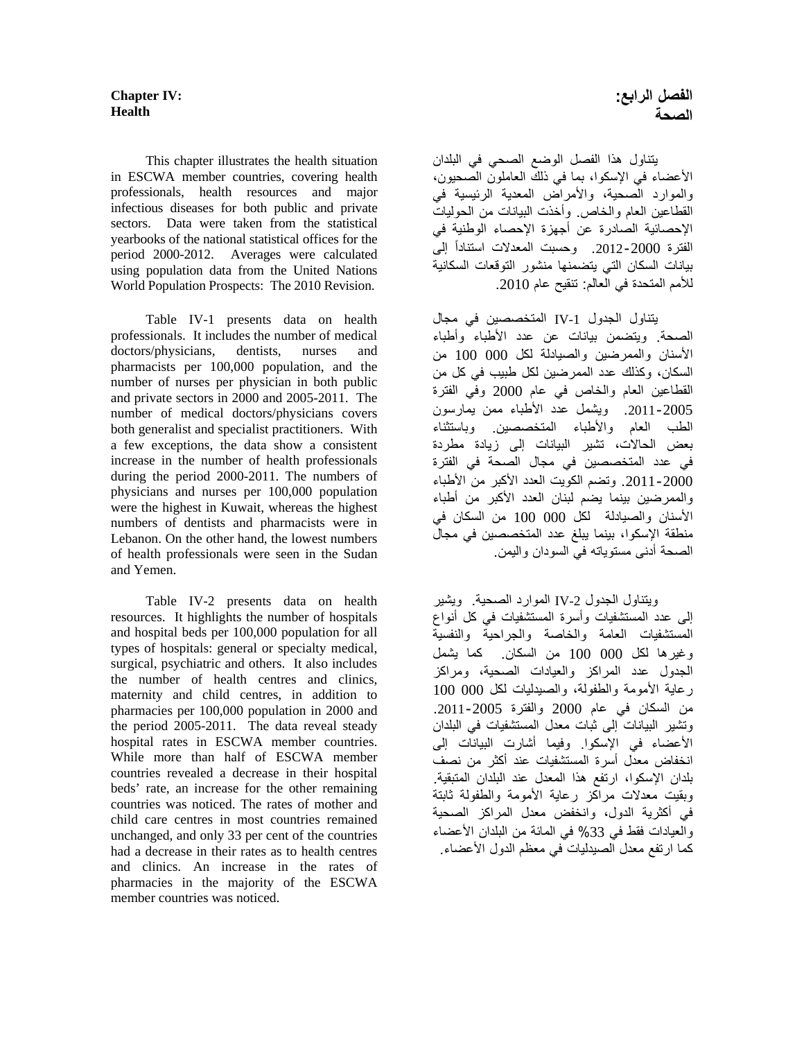# Chapter IV: Health

This chapter illustrates the health situation in ESCWA member countries, covering health professionals, health resources and major infectious diseases for both public and private sectors. Data were taken from the statistical yearbooks of the national statistical offices for the period 2000-2012. Averages were calculated using population data from the United Nations World Population Prospects: The 2010 Revision.

Table IV-1 presents data on health professionals. It includes the number of medical doctors/physicians, dentists, nurses and pharmacists per 100,000 population, and the number of nurses per physician in both public and private sectors in 2000 and 2005-2011. The number of medical doctors/physicians covers both generalist and specialist practitioners. With a few exceptions, the data show a consistent increase in the number of health professionals during the period 2000-2011. The numbers of physicians and nurses per 100,000 population were the highest in Kuwait, whereas the highest numbers of dentists and pharmacists were in Lebanon. On the other hand, the lowest numbers of health professionals were seen in the Sudan and Yemen.

Table IV-2 presents data on health resources. It highlights the number of hospitals and hospital beds per 100,000 population for all types of hospitals: general or specialty medical, surgical, psychiatric and others. It also includes the number of health centres and clinics, maternity and child centres, in addition to pharmacies per 100,000 population in 2000 and the period 2005-2011. The data reveal steady hospital rates in ESCWA member countries. While more than half of ESCWA member countries revealed a decrease in their hospital beds' rate, an increase for the other remaining countries was noticed. The rates of mother and child care centres in most countries remained unchanged, and only 33 per cent of the countries had a decrease in their rates as to health centres and clinics. An increase in the rates of pharmacies in the majority of the ESCWA member countries was noticed.

# الفصل الرابع: الصحة

يتناول هذا الفصل الوضع الصحي في البلدان الأعضاء في الإسكوا، بما في ذلك العاملون الصحيون، والموارد الصحية، والأمراض المعدية الرئيسية في القطاعين العام والخاص. وأخذت البيانات من الحوليات الإحصائية الصادرة عن أجهزة الإحصاء الوطنية في الفترة 2000-2012. وحسبت المعدلات استناداً إلى بيانات السكان التي يتضمنها منشور التوقعات السكانية للأمم المتحدة في العالم: تنقيح عام 2010.

يتناول الجدول IV-1 المتخصصين في مجال الصحة. ويتضمن بيانات عن عدد الأطباء وأطباء الأسنان والممرضين والصيادلة لكل 000 100 من السكان، وكذلك عدد الممرضين لكل طبيب في كل من القطاعين العام والخاص في عام 2000 وفي الفترة 2005-2011. ويشمل عدد الأطباء ممن يمارسون الطب العام والأطباء المتخصصين. وباستثناء بعض الحالات، تشير البيانات إلى زيادة مطردة في عدد المتخصصين في مجال الصحة في الفترة 2000-2011. وتضم الكويت العدد الأكبر من الأطباء والممرضين بينما يضم لبنان العدد الأكبر من أطباء الأسنان والصيادلة لكل 000 100 من السكان في منطقة الإسكوا، بينما يبلغ عدد المتخصصين في مجال الصحة أدنى مستوياته في السودان واليمن.

ويتناول الجدول IV-2 الموارد الصحية. ويشير إلى عدد المستشفيات وأسرة المستشفيات في كل أنواع المستشفيات العامة والخاصة والجراحية والنفسية وغيرها لكل 000 100 من السكان. كما يشمل الجدول عدد المراكز والعيادات الصحية، ومراكز رعاية الأمومة والطفولة، والصيدليات لكل 000 100 من السكان في عام 2000 والفترة 2005-2011. وتشير البيانات إلى ثبات معدل المستشفيات في البلدان الأعضاء في الإسكوا. وفيما أشارت البيانات إلى انخفاض معدل أسرة المستشفيات عند أكثر من نصف بلدان الإسكوا، ارتفع هذا المعدل عند البلدان المتبقية. وبقيت معدلات مراكز رعاية الأمومة والطفولة ثابتة في أكثرية الدول، وانخفض معدل المراكز الصحية والعيادات فقط في 33% في المائة من البلدان الأعضاء كما ارتفع معدل الصيدليات في معظم الدول الأعضاء.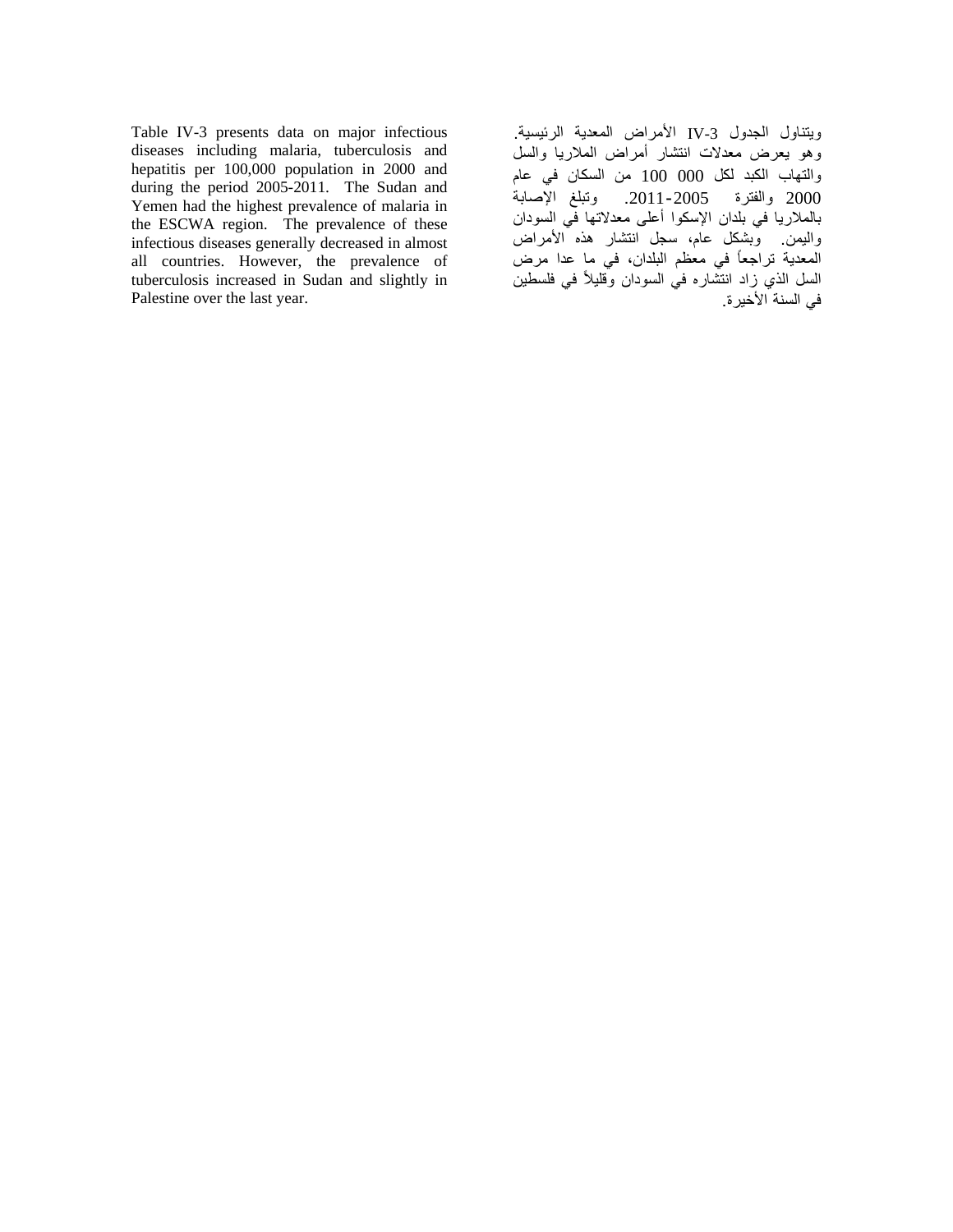Table IV-3 presents data on major infectious diseases including malaria, tuberculosis and hepatitis per 100,000 population in 2000 and during the period 2005-2011. The Sudan and Yemen had the highest prevalence of malaria in the ESCWA region. The prevalence of these infectious diseases generally decreased in almost all countries. However, the prevalence of tuberculosis increased in Sudan and slightly in Palestine over the last year.

ويتناول الجدول IV-3 الأمراض المعدية الرئيسية. وهو يعرض معدلات انتشار أمراض الملاريا والسل والتهاب الكبد لكل 100 000 من السكان في عام 2000 والفترة 2005-2011. وتبلغ الإصابة بالملاريا في بلدان الإسكوا أعلى معدلاتها في السودان واليمن. وبشكل عام، سجل انتشار هذه الأمراض المعدية تراجعاً في معظم البلدان، في ما عدا مرض السل الذي زاد انتشاره في السودان وقليلاً في فلسطين في السنة الأخيرة.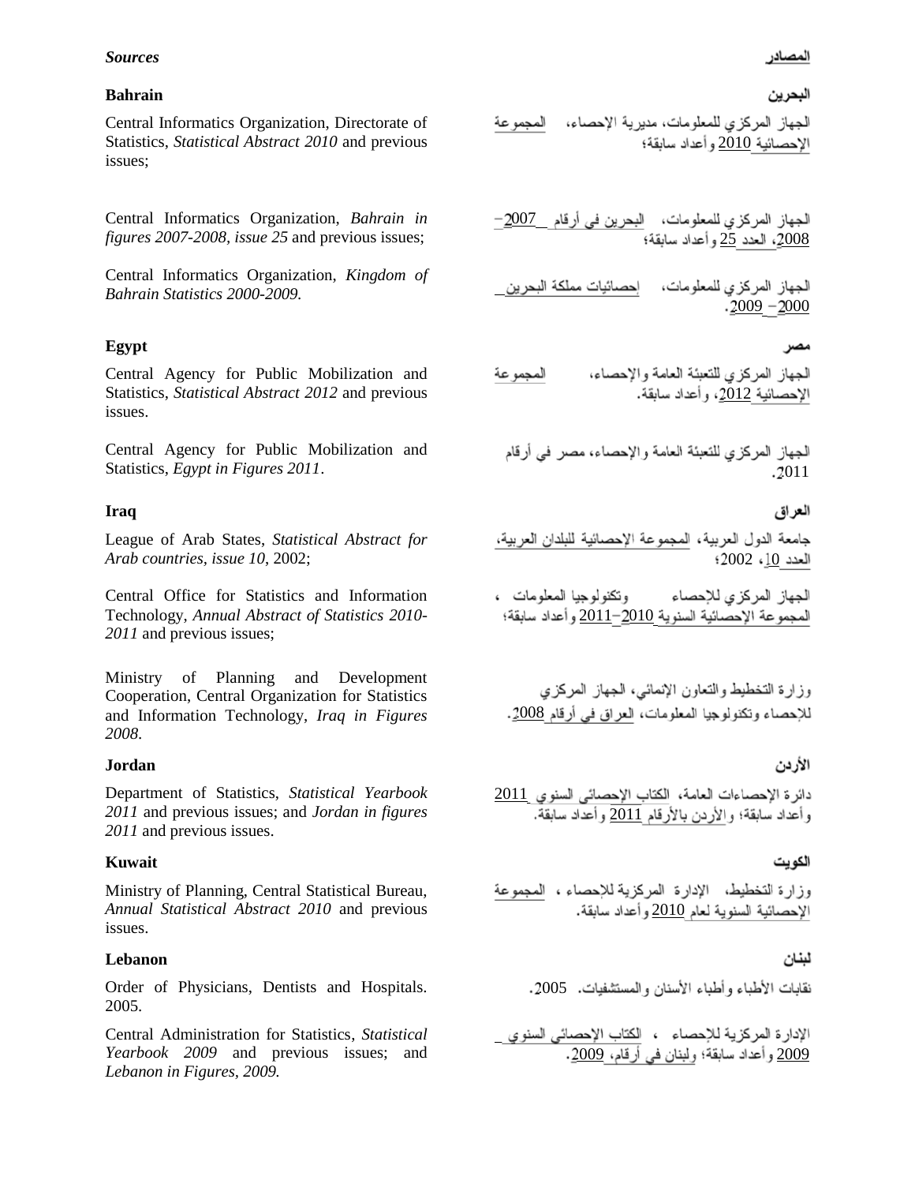## *Sources*

المصادر

### Bahrain

البحرين

Central Informatics Organization, Directorate of Statistics, *Statistical Abstract 2010* and previous issues;

الجهاز المركزي للمعلومات، مديرية الإحصاء، المجموعة الإحصائية 2010 وأعداد سابقة؛

Central Informatics Organization, *Bahrain in figures 2007-2008, issue 25* and previous issues;

الجهاز المركزي للمعلومات، البحرين في أرقام 2007–2008، العدد 25 وأعداد سابقة؛

Central Informatics Organization, *Kingdom of Bahrain Statistics 2000-2009.*

الجهاز المركزي للمعلومات، إحصائيات مملكة البحرين 2000 – 2009.

### Egypt

مصر

Central Agency for Public Mobilization and Statistics, *Statistical Abstract 2012* and previous issues.

الجهاز المركزي للتعبئة العامة والإحصاء، المجموعة الإحصائية 2012، وأعداد سابقة.

Central Agency for Public Mobilization and Statistics, *Egypt in Figures 2011*.

الجهاز المركزي للتعبئة العامة والإحصاء، مصر في أرقام 2011.

### Iraq

العراق

League of Arab States, *Statistical Abstract for Arab countries, issue 10*, 2002;

جامعة الدول العربية، المجموعة الإحصائية للبلدان العربية، العدد 10، 2002؛

Central Office for Statistics and Information Technology, *Annual Abstract of Statistics 2010-2011* and previous issues;

الجهاز المركزي للإحصاء وتكنولوجيا المعلومات ، المجموعة الإحصائية السنوية 2010–2011 وأعداد سابقة؛

Ministry of Planning and Development Cooperation, Central Organization for Statistics and Information Technology, *Iraq in Figures 2008.*

وزارة التخطيط والتعاون الإنمائي، الجهاز المركزي للإحصاء وتكنولوجيا المعلومات، العراق في أرقام 2008.

### Jordan

الأردن

Department of Statistics, *Statistical Yearbook 2011* and previous issues; and *Jordan in figures 2011* and previous issues.

دائرة الإحصاءات العامة، الكتاب الإحصائي السنوي 2011 وأعداد سابقة؛ والأردن بالأرقام 2011 وأعداد سابقة.

### Kuwait

الكويت

Ministry of Planning, Central Statistical Bureau, *Annual Statistical Abstract 2010* and previous issues.

وزارة التخطيط، الإدارة المركزية للإحصاء ، المجموعة الإحصائية السنوية لعام 2010 وأعداد سابقة.

### Lebanon

لبنان

Order of Physicians, Dentists and Hospitals. 2005.

نقابات الأطباء وأطباء الأسنان والمستشفيات. 2005.

Central Administration for Statistics, *Statistical Yearbook 2009* and previous issues; and *Lebanon in Figures, 2009.*

الإدارة المركزية للإحصاء ، الكتاب الإحصائي السنوي 2009 وأعداد سابقة؛ ولبنان في أرقام، 2009.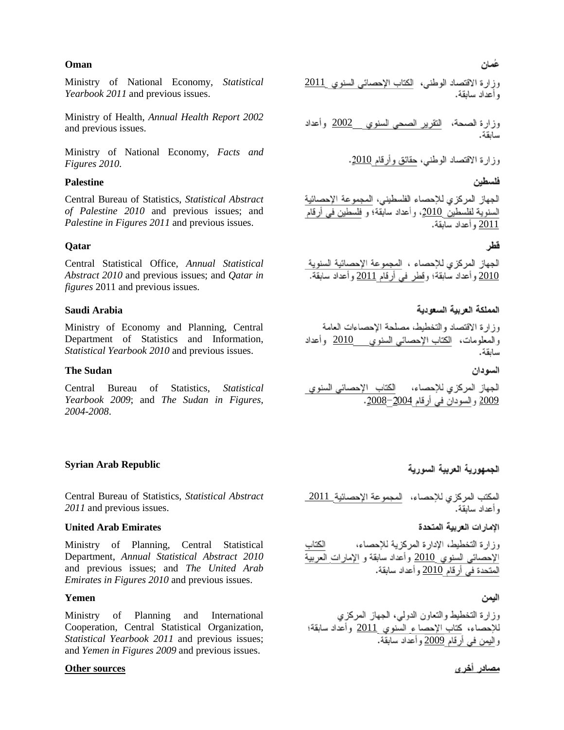**Oman**

Ministry of National Economy, *Statistical Yearbook 2011* and previous issues.

Ministry of Health, *Annual Health Report 2002* and previous issues.

Ministry of National Economy, *Facts and Figures 2010*.

**عُمان**

وزارة الاقتصاد الوطني، الكتاب الإحصائي السنوي 2011 وأعداد سابقة.

وزارة الصحة، التقرير الصحي السنوي 2002 وأعداد سابقة.

وزارة الاقتصاد الوطني، حقائق وأرقام 2010.

**Palestine**

Central Bureau of Statistics, *Statistical Abstract of Palestine 2010* and previous issues; and *Palestine in Figures 2011* and previous issues.

**فلسطين**

الجهاز المركزي للإحصاء الفلسطيني، المجموعة الإحصائية السنوية لفلسطين 2010، وأعداد سابقة؛ و فلسطين في أرقام 2011 وأعداد سابقة.

**Qatar**

Central Statistical Office, *Annual Statistical Abstract 2010* and previous issues; and *Qatar in figures* 2011 and previous issues.

**قطر**

الجهاز المركزي للإحصاء ، المجموعة الإحصائية السنوية 2010 وأعداد سابقة؛ وقطر في أرقام 2011 وأعداد سابقة.

**Saudi Arabia**

Ministry of Economy and Planning, Central Department of Statistics and Information, *Statistical Yearbook 2010* and previous issues.

**المملكة العربية السعودية**

وزارة الاقتصاد والتخطيط، مصلحة الإحصاءات العامة والمعلومات، الكتاب الإحصائي السنوي 2010 وأعداد سابقة.

**The Sudan**

Central Bureau of Statistics, *Statistical Yearbook 2009*; and *The Sudan in Figures, 2004-2008*.

**السودان**

الجهاز المركزي للإحصاء، الكتاب الإحصائي السنوي 2009 والسودان في أرقام 2004–2008.

**Syrian Arab Republic**

Central Bureau of Statistics, *Statistical Abstract 2011* and previous issues.

**الجمهورية العربية السورية**

المكتب المركزي للإحصاء، المجموعة الإحصائية 2011 وأعداد سابقة.

**United Arab Emirates**

Ministry of Planning, Central Statistical Department, *Annual Statistical Abstract 2010* and previous issues; and *The United Arab Emirates in Figures 2010* and previous issues.

**الإمارات العربية المتحدة**

وزارة التخطيط، الإدارة المركزية للإحصاء، الكتاب الإحصائي السنوي 2010 وأعداد سابقة و الإمارات العربية المتحدة في أرقام 2010 وأعداد سابقة.

**Yemen**

Ministry of Planning and International Cooperation, Central Statistical Organization, *Statistical Yearbook 2011* and previous issues; and *Yemen in Figures 2009* and previous issues.

**اليمن**

وزارة التخطيط والتعاون الدولي، الجهاز المركزي للإحصاء، كتاب الإحصاء السنوي 2011 وأعداد سابقة؛ واليمن في أرقام 2009 وأعداد سابقة.

**Other sources**

**مصادر أخرى**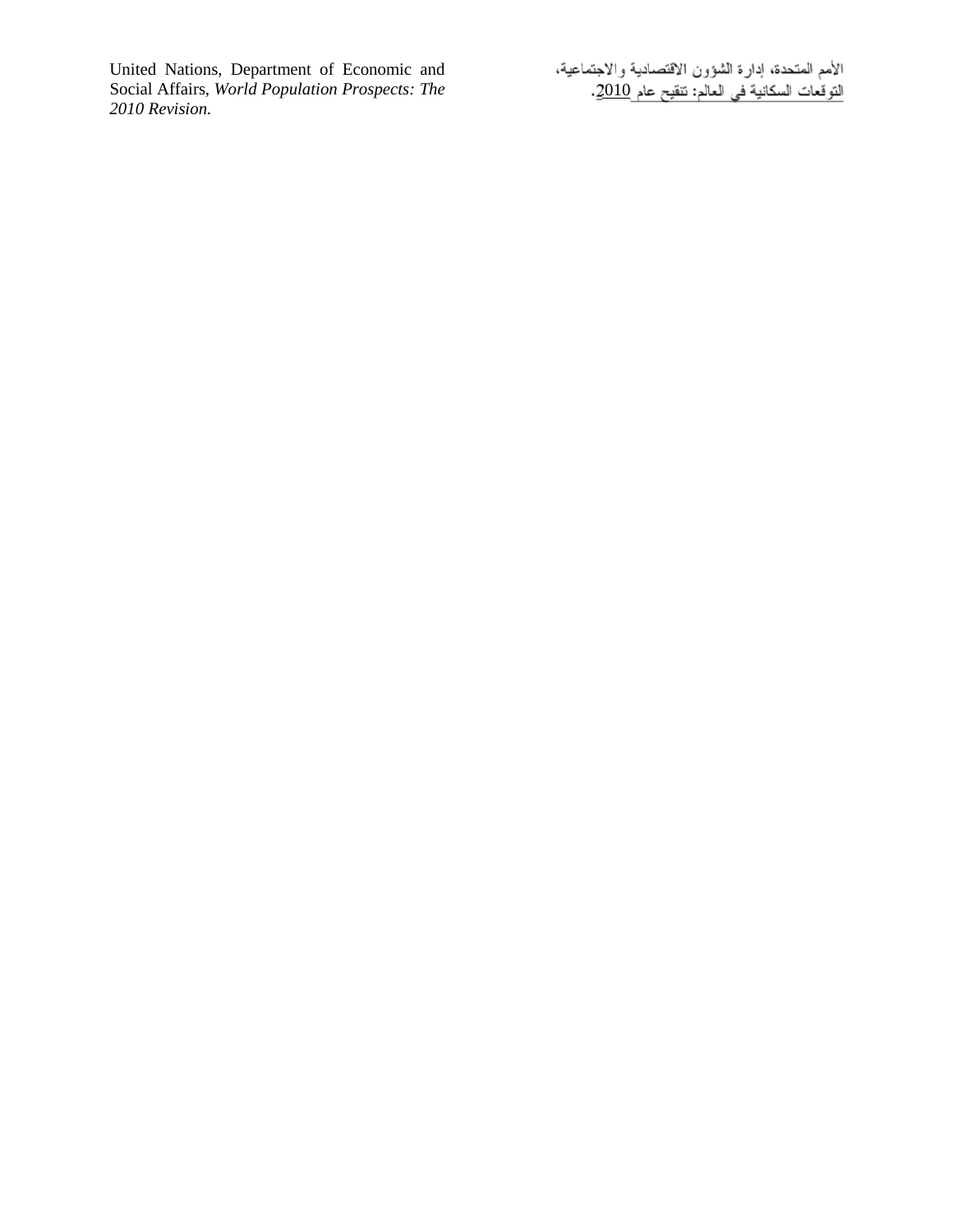United Nations, Department of Economic and Social Affairs, *World Population Prospects: The 2010 Revision.*

الأمم المتحدة، إدارة الشؤون الاقتصادية والاجتماعية، التوقعات السكانية في العالم: تنقيح عام 2010.